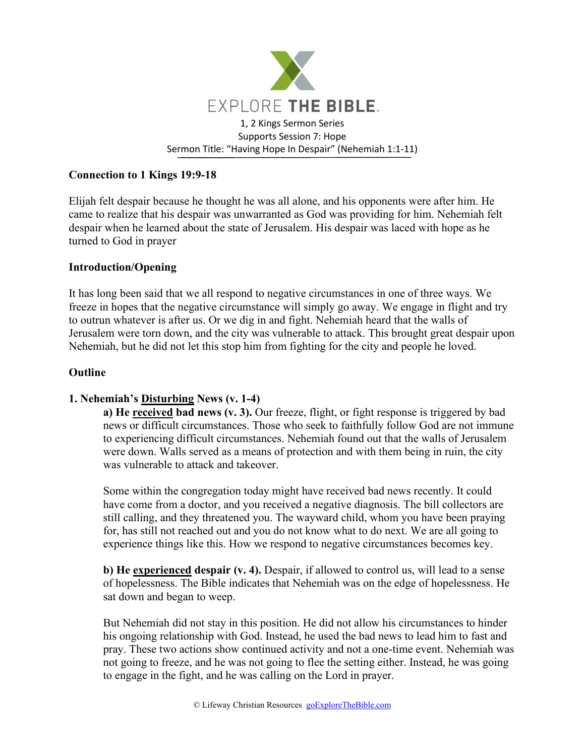# EXPLORE THE BIBLE.

1, 2 Kings Sermon Series
Supports Session 7: Hope
Sermon Title: "Having Hope In Despair" (Nehemiah 1:1-11)

## Connection to 1 Kings 19:9-18

Elijah felt despair because he thought he was all alone, and his opponents were after him. He came to realize that his despair was unwarranted as God was providing for him. Nehemiah felt despair when he learned about the state of Jerusalem. His despair was laced with hope as he turned to God in prayer

## Introduction/Opening

It has long been said that we all respond to negative circumstances in one of three ways. We freeze in hopes that the negative circumstance will simply go away. We engage in flight and try to outrun whatever is after us. Or we dig in and fight. Nehemiah heard that the walls of Jerusalem were torn down, and the city was vulnerable to attack. This brought great despair upon Nehemiah, but he did not let this stop him from fighting for the city and people he loved.

## Outline

### 1. Nehemiah's Disturbing News (v. 1-4)

**a) He received bad news (v. 3).** Our freeze, flight, or fight response is triggered by bad news or difficult circumstances. Those who seek to faithfully follow God are not immune to experiencing difficult circumstances. Nehemiah found out that the walls of Jerusalem were down. Walls served as a means of protection and with them being in ruin, the city was vulnerable to attack and takeover.

Some within the congregation today might have received bad news recently. It could have come from a doctor, and you received a negative diagnosis. The bill collectors are still calling, and they threatened you. The wayward child, whom you have been praying for, has still not reached out and you do not know what to do next. We are all going to experience things like this. How we respond to negative circumstances becomes key.

**b) He experienced despair (v. 4).** Despair, if allowed to control us, will lead to a sense of hopelessness. The Bible indicates that Nehemiah was on the edge of hopelessness. He sat down and began to weep.

But Nehemiah did not stay in this position. He did not allow his circumstances to hinder his ongoing relationship with God. Instead, he used the bad news to lead him to fast and pray. These two actions show continued activity and not a one-time event. Nehemiah was not going to freeze, and he was not going to flee the setting either. Instead, he was going to engage in the fight, and he was calling on the Lord in prayer.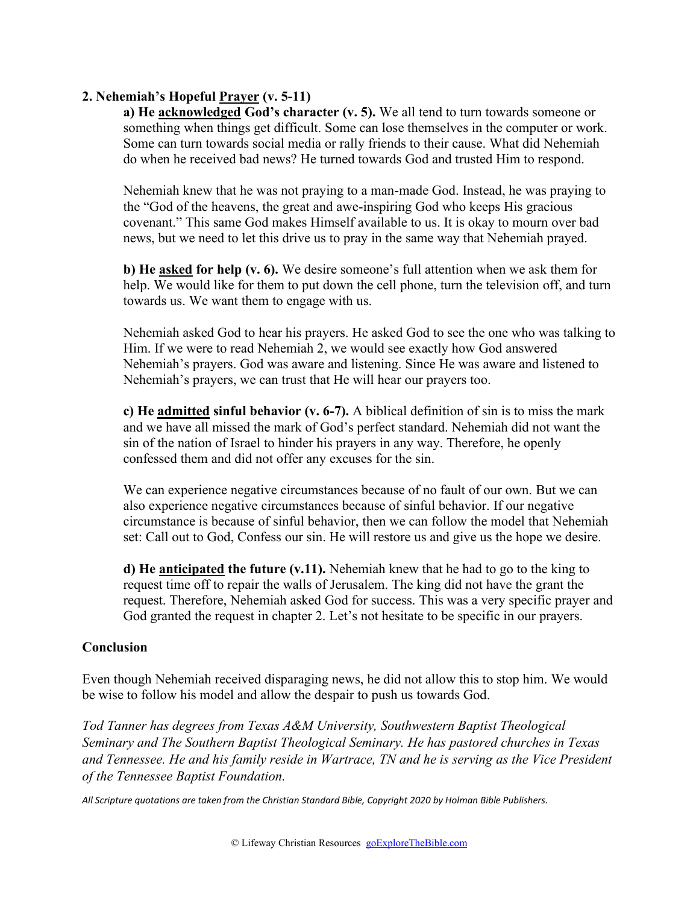**2. Nehemiah's Hopeful Prayer (v. 5-11)**

**a) He acknowledged God's character (v. 5).** We all tend to turn towards someone or something when things get difficult. Some can lose themselves in the computer or work. Some can turn towards social media or rally friends to their cause. What did Nehemiah do when he received bad news? He turned towards God and trusted Him to respond.

Nehemiah knew that he was not praying to a man-made God. Instead, he was praying to the "God of the heavens, the great and awe-inspiring God who keeps His gracious covenant." This same God makes Himself available to us. It is okay to mourn over bad news, but we need to let this drive us to pray in the same way that Nehemiah prayed.

**b) He asked for help (v. 6).** We desire someone's full attention when we ask them for help. We would like for them to put down the cell phone, turn the television off, and turn towards us. We want them to engage with us.

Nehemiah asked God to hear his prayers. He asked God to see the one who was talking to Him. If we were to read Nehemiah 2, we would see exactly how God answered Nehemiah's prayers. God was aware and listening. Since He was aware and listened to Nehemiah's prayers, we can trust that He will hear our prayers too.

**c) He admitted sinful behavior (v. 6-7).** A biblical definition of sin is to miss the mark and we have all missed the mark of God's perfect standard. Nehemiah did not want the sin of the nation of Israel to hinder his prayers in any way. Therefore, he openly confessed them and did not offer any excuses for the sin.

We can experience negative circumstances because of no fault of our own. But we can also experience negative circumstances because of sinful behavior. If our negative circumstance is because of sinful behavior, then we can follow the model that Nehemiah set: Call out to God, Confess our sin. He will restore us and give us the hope we desire.

**d) He anticipated the future (v.11).** Nehemiah knew that he had to go to the king to request time off to repair the walls of Jerusalem. The king did not have the grant the request. Therefore, Nehemiah asked God for success. This was a very specific prayer and God granted the request in chapter 2. Let's not hesitate to be specific in our prayers.

**Conclusion**

Even though Nehemiah received disparaging news, he did not allow this to stop him. We would be wise to follow his model and allow the despair to push us towards God.

*Tod Tanner has degrees from Texas A&M University, Southwestern Baptist Theological Seminary and The Southern Baptist Theological Seminary. He has pastored churches in Texas and Tennessee. He and his family reside in Wartrace, TN and he is serving as the Vice President of the Tennessee Baptist Foundation.*

*All Scripture quotations are taken from the Christian Standard Bible, Copyright 2020 by Holman Bible Publishers.*

© Lifeway Christian Resources goExploreTheBible.com